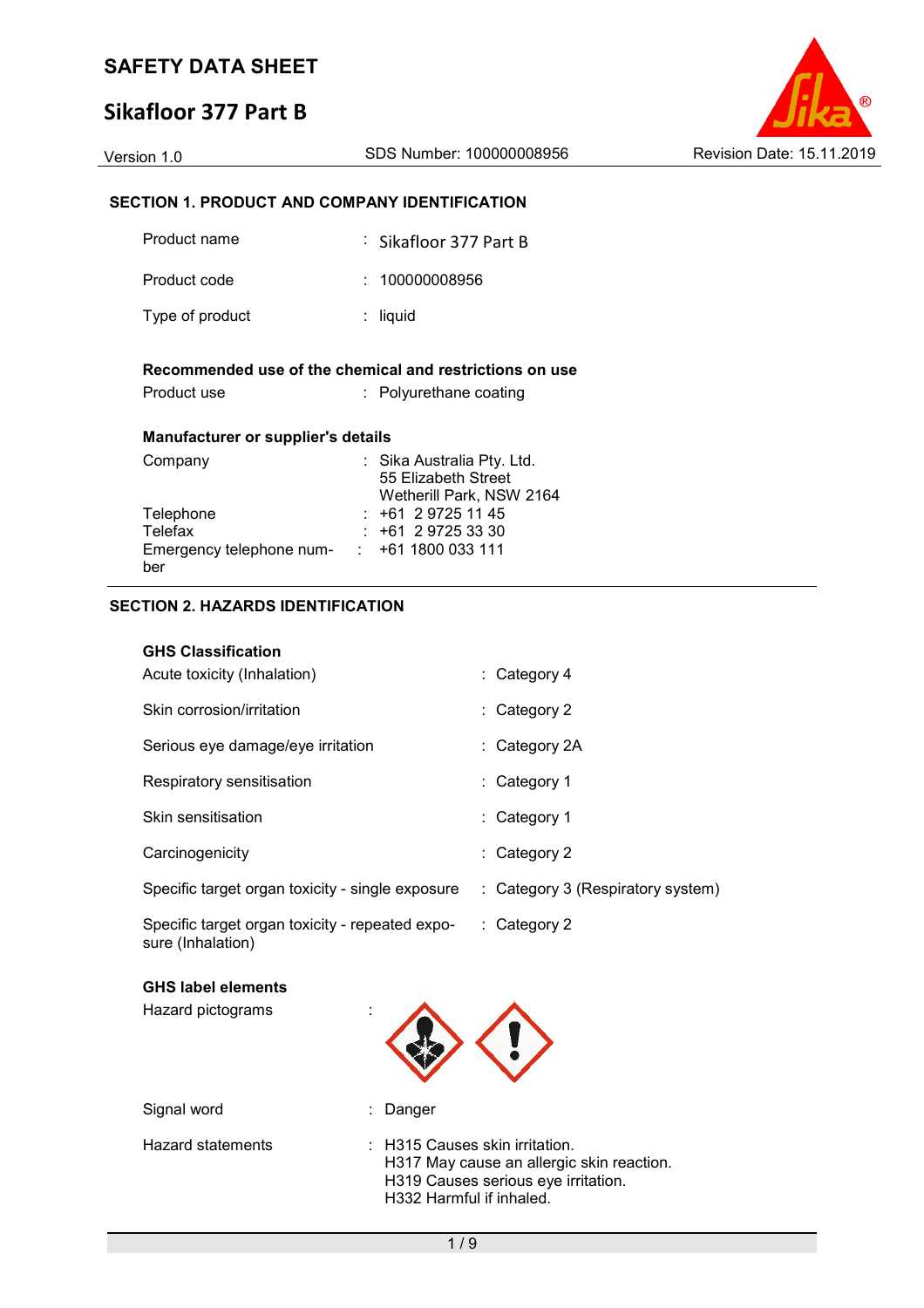# SAFETY DATA SHEET

## Sikafloor 377 Part B

Version 1.0 | SDS Number: 100000008956 | Revision Date: 15.11.2019

### SECTION 1. PRODUCT AND COMPANY IDENTIFICATION

| | |
|---|---|
| Product name | : Sikafloor 377 Part B |
| Product code | : 100000008956 |
| Type of product | : liquid |

**Recommended use of the chemical and restrictions on use**

| | |
|---|---|
| Product use | : Polyurethane coating |

**Manufacturer or supplier's details**

| | |
|---|---|
| Company | : Sika Australia Pty. Ltd.<br>55 Elizabeth Street<br>Wetherill Park, NSW 2164 |
| Telephone | : +61 2 9725 11 45 |
| Telefax | : +61 2 9725 33 30 |
| Emergency telephone number | : +61 1800 033 111 |

### SECTION 2. HAZARDS IDENTIFICATION

**GHS Classification**

| | |
|---|---|
| Acute toxicity (Inhalation) | : Category 4 |
| Skin corrosion/irritation | : Category 2 |
| Serious eye damage/eye irritation | : Category 2A |
| Respiratory sensitisation | : Category 1 |
| Skin sensitisation | : Category 1 |
| Carcinogenicity | : Category 2 |
| Specific target organ toxicity - single exposure | : Category 3 (Respiratory system) |
| Specific target organ toxicity - repeated exposure (Inhalation) | : Category 2 |

**GHS label elements**

Hazard pictograms :

Signal word : Danger

Hazard statements :
H315 Causes skin irritation.
H317 May cause an allergic skin reaction.
H319 Causes serious eye irritation.
H332 Harmful if inhaled.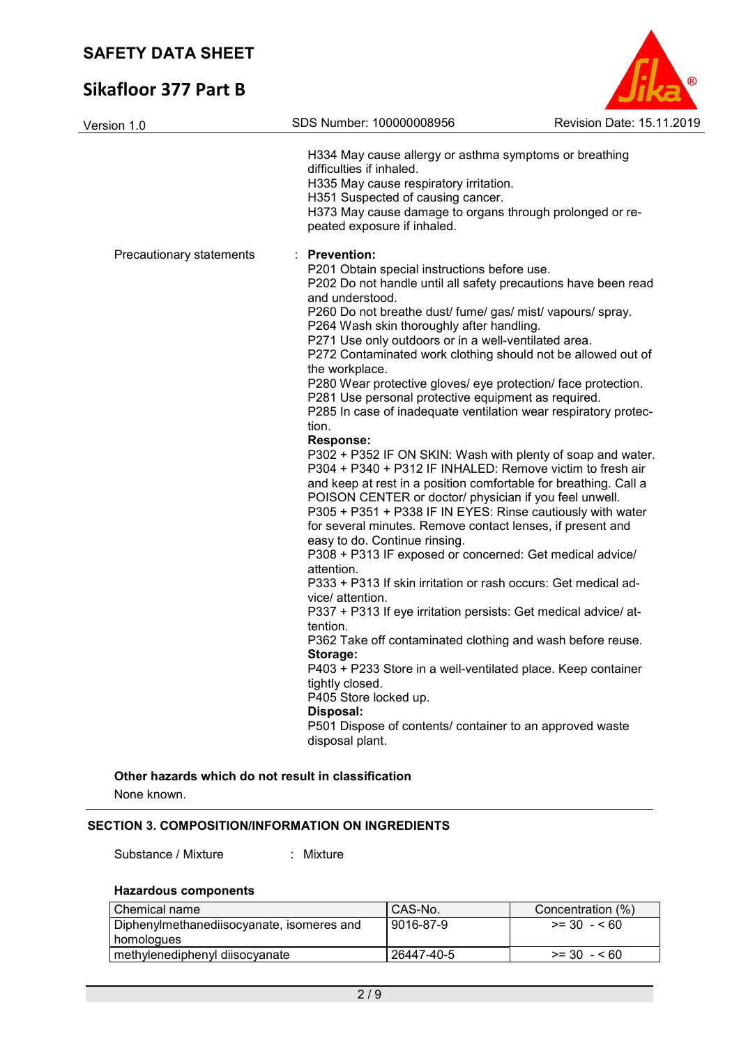H334 May cause allergy or asthma symptoms or breathing difficulties if inhaled.
H335 May cause respiratory irritation.
H351 Suspected of causing cancer.
H373 May cause damage to organs through prolonged or repeated exposure if inhaled.

Precautionary statements : **Prevention:**

P201 Obtain special instructions before use.
P202 Do not handle until all safety precautions have been read and understood.
P260 Do not breathe dust/ fume/ gas/ mist/ vapours/ spray.
P264 Wash skin thoroughly after handling.
P271 Use only outdoors or in a well-ventilated area.
P272 Contaminated work clothing should not be allowed out of the workplace.
P280 Wear protective gloves/ eye protection/ face protection.
P281 Use personal protective equipment as required.
P285 In case of inadequate ventilation wear respiratory protection.

**Response:**

P302 + P352 IF ON SKIN: Wash with plenty of soap and water.
P304 + P340 + P312 IF INHALED: Remove victim to fresh air and keep at rest in a position comfortable for breathing. Call a POISON CENTER or doctor/ physician if you feel unwell.
P305 + P351 + P338 IF IN EYES: Rinse cautiously with water for several minutes. Remove contact lenses, if present and easy to do. Continue rinsing.
P308 + P313 IF exposed or concerned: Get medical advice/ attention.
P333 + P313 If skin irritation or rash occurs: Get medical advice/ attention.
P337 + P313 If eye irritation persists: Get medical advice/ attention.
P362 Take off contaminated clothing and wash before reuse.

**Storage:**

P403 + P233 Store in a well-ventilated place. Keep container tightly closed.
P405 Store locked up.

**Disposal:**

P501 Dispose of contents/ container to an approved waste disposal plant.

**Other hazards which do not result in classification**

None known.

## SECTION 3. COMPOSITION/INFORMATION ON INGREDIENTS

Substance / Mixture : Mixture

**Hazardous components**

| Chemical name | CAS-No. | Concentration (%) |
|---|---|---|
| Diphenylmethanediisocyanate, isomeres and homologues | 9016-87-9 | >= 30 - < 60 |
| methylenediphenyl diisocyanate | 26447-40-5 | >= 30 - < 60 |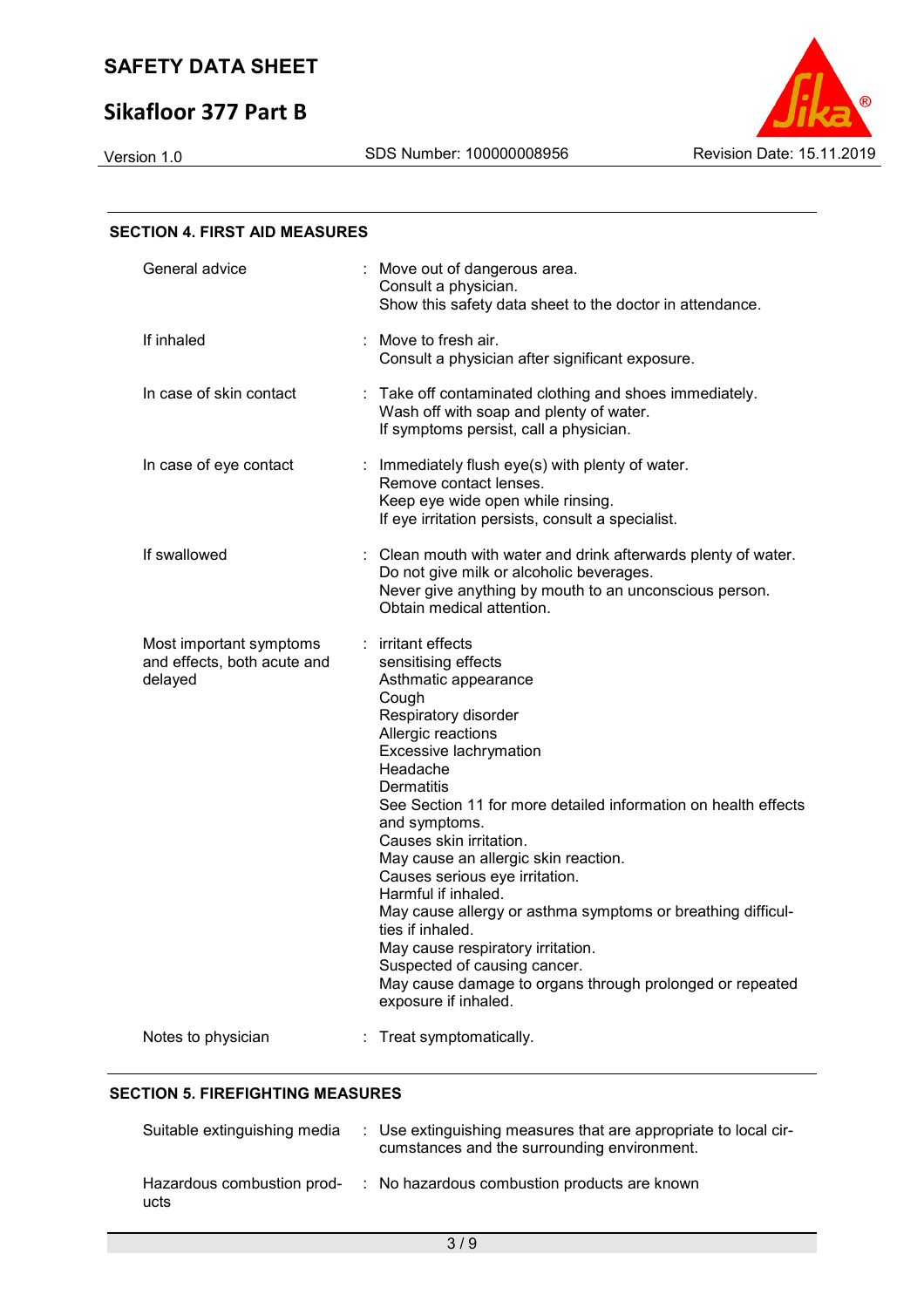## SECTION 4. FIRST AID MEASURES

| | |
|---|---|
| General advice | : Move out of dangerous area.<br>Consult a physician.<br>Show this safety data sheet to the doctor in attendance. |
| If inhaled | : Move to fresh air.<br>Consult a physician after significant exposure. |
| In case of skin contact | : Take off contaminated clothing and shoes immediately.<br>Wash off with soap and plenty of water.<br>If symptoms persist, call a physician. |
| In case of eye contact | : Immediately flush eye(s) with plenty of water.<br>Remove contact lenses.<br>Keep eye wide open while rinsing.<br>If eye irritation persists, consult a specialist. |
| If swallowed | : Clean mouth with water and drink afterwards plenty of water.<br>Do not give milk or alcoholic beverages.<br>Never give anything by mouth to an unconscious person.<br>Obtain medical attention. |
| Most important symptoms and effects, both acute and delayed | : irritant effects<br>sensitising effects<br>Asthmatic appearance<br>Cough<br>Respiratory disorder<br>Allergic reactions<br>Excessive lachrymation<br>Headache<br>Dermatitis<br>See Section 11 for more detailed information on health effects and symptoms.<br>Causes skin irritation.<br>May cause an allergic skin reaction.<br>Causes serious eye irritation.<br>Harmful if inhaled.<br>May cause allergy or asthma symptoms or breathing difficulties if inhaled.<br>May cause respiratory irritation.<br>Suspected of causing cancer.<br>May cause damage to organs through prolonged or repeated exposure if inhaled. |
| Notes to physician | : Treat symptomatically. |

## SECTION 5. FIREFIGHTING MEASURES

| | |
|---|---|
| Suitable extinguishing media | : Use extinguishing measures that are appropriate to local circumstances and the surrounding environment. |
| Hazardous combustion products | : No hazardous combustion products are known |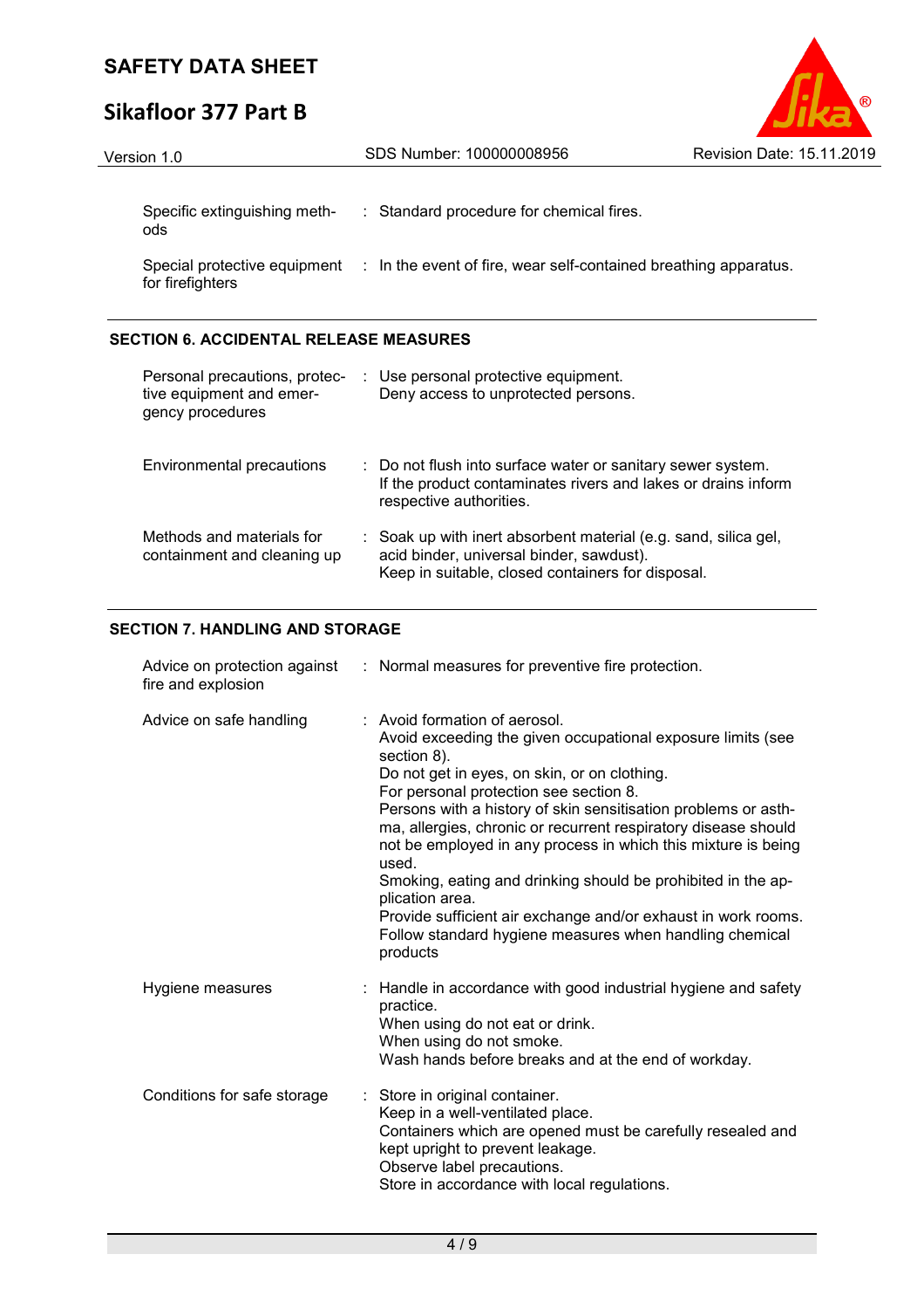| | |
|---|---|
| Specific extinguishing methods | : Standard procedure for chemical fires. |
| Special protective equipment for firefighters | : In the event of fire, wear self-contained breathing apparatus. |

## SECTION 6. ACCIDENTAL RELEASE MEASURES

| | |
|---|---|
| Personal precautions, protective equipment and emergency procedures | : Use personal protective equipment.<br>Deny access to unprotected persons. |
| Environmental precautions | : Do not flush into surface water or sanitary sewer system.<br>If the product contaminates rivers and lakes or drains inform respective authorities. |
| Methods and materials for containment and cleaning up | : Soak up with inert absorbent material (e.g. sand, silica gel, acid binder, universal binder, sawdust).<br>Keep in suitable, closed containers for disposal. |

## SECTION 7. HANDLING AND STORAGE

| | |
|---|---|
| Advice on protection against fire and explosion | : Normal measures for preventive fire protection. |
| Advice on safe handling | : Avoid formation of aerosol.<br>Avoid exceeding the given occupational exposure limits (see section 8).<br>Do not get in eyes, on skin, or on clothing.<br>For personal protection see section 8.<br>Persons with a history of skin sensitisation problems or asthma, allergies, chronic or recurrent respiratory disease should not be employed in any process in which this mixture is being used.<br>Smoking, eating and drinking should be prohibited in the application area.<br>Provide sufficient air exchange and/or exhaust in work rooms.<br>Follow standard hygiene measures when handling chemical products |
| Hygiene measures | : Handle in accordance with good industrial hygiene and safety practice.<br>When using do not eat or drink.<br>When using do not smoke.<br>Wash hands before breaks and at the end of workday. |
| Conditions for safe storage | : Store in original container.<br>Keep in a well-ventilated place.<br>Containers which are opened must be carefully resealed and kept upright to prevent leakage.<br>Observe label precautions.<br>Store in accordance with local regulations. |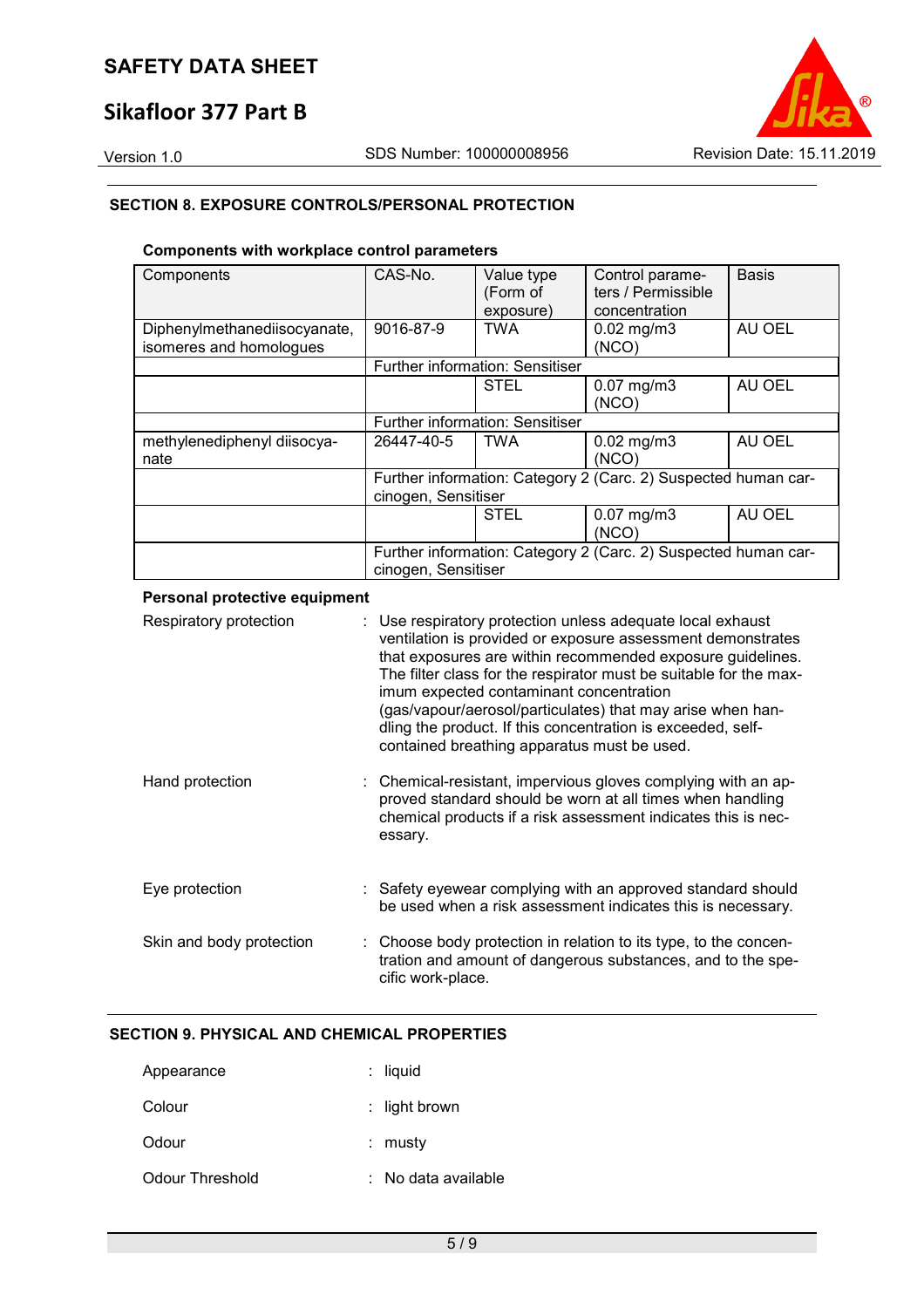## SECTION 8. EXPOSURE CONTROLS/PERSONAL PROTECTION

### Components with workplace control parameters

| Components | CAS-No. | Value type (Form of exposure) | Control parameters / Permissible concentration | Basis |
|---|---|---|---|---|
| Diphenylmethanediisocyanate, isomeres and homologues | 9016-87-9 | TWA | 0.02 mg/m3 (NCO) | AU OEL |
| | Further information: Sensitiser | | | |
| | | STEL | 0.07 mg/m3 (NCO) | AU OEL |
| | Further information: Sensitiser | | | |
| methylenediphenyl diisocyanate | 26447-40-5 | TWA | 0.02 mg/m3 (NCO) | AU OEL |
| | Further information: Category 2 (Carc. 2) Suspected human carcinogen, Sensitiser | | | |
| | | STEL | 0.07 mg/m3 (NCO) | AU OEL |
| | Further information: Category 2 (Carc. 2) Suspected human carcinogen, Sensitiser | | | |

### Personal protective equipment

Respiratory protection : Use respiratory protection unless adequate local exhaust ventilation is provided or exposure assessment demonstrates that exposures are within recommended exposure guidelines. The filter class for the respirator must be suitable for the maximum expected contaminant concentration (gas/vapour/aerosol/particulates) that may arise when handling the product. If this concentration is exceeded, self-contained breathing apparatus must be used.

Hand protection : Chemical-resistant, impervious gloves complying with an approved standard should be worn at all times when handling chemical products if a risk assessment indicates this is necessary.

Eye protection : Safety eyewear complying with an approved standard should be used when a risk assessment indicates this is necessary.

Skin and body protection : Choose body protection in relation to its type, to the concentration and amount of dangerous substances, and to the specific work-place.

## SECTION 9. PHYSICAL AND CHEMICAL PROPERTIES

Appearance : liquid

Colour : light brown

Odour : musty

Odour Threshold : No data available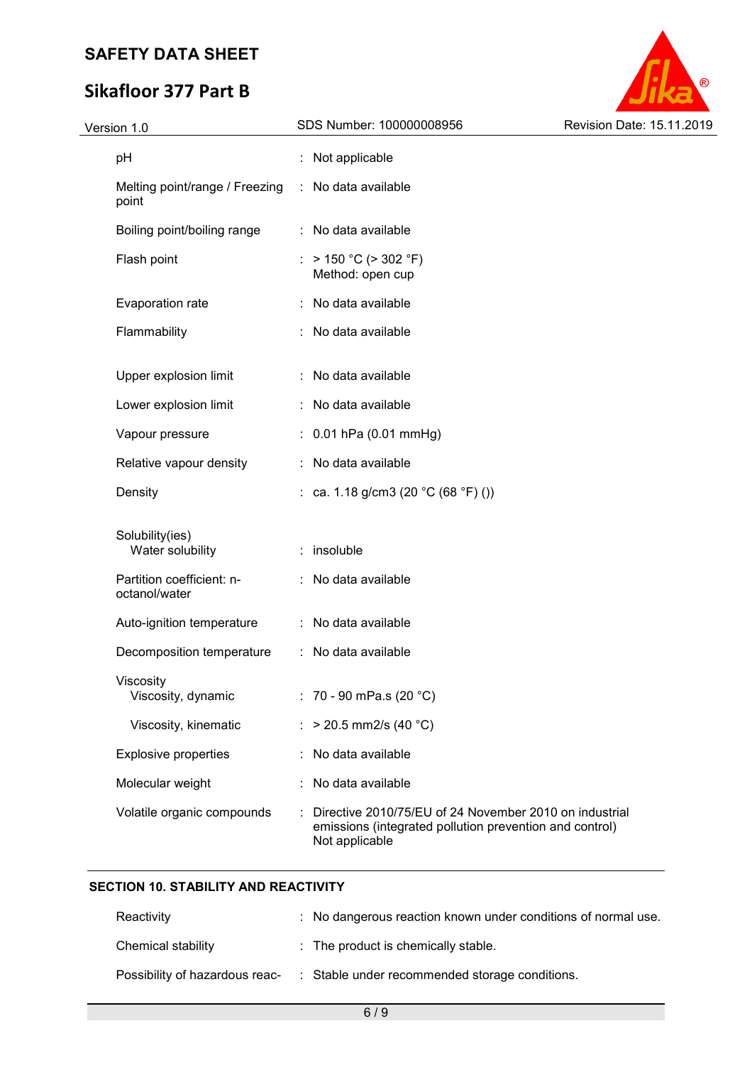| | | |
|---|---|---|
| pH | : | Not applicable |
| Melting point/range / Freezing point | : | No data available |
| Boiling point/boiling range | : | No data available |
| Flash point | : | > 150 °C (> 302 °F)<br>Method: open cup |
| Evaporation rate | : | No data available |
| Flammability | : | No data available |
| Upper explosion limit | : | No data available |
| Lower explosion limit | : | No data available |
| Vapour pressure | : | 0.01 hPa (0.01 mmHg) |
| Relative vapour density | : | No data available |
| Density | : | ca. 1.18 g/cm3 (20 °C (68 °F) ()) |
| Solubility(ies)<br>Water solubility | : | insoluble |
| Partition coefficient: n-octanol/water | : | No data available |
| Auto-ignition temperature | : | No data available |
| Decomposition temperature | : | No data available |
| Viscosity<br>Viscosity, dynamic | : | 70 - 90 mPa.s (20 °C) |
| Viscosity, kinematic | : | > 20.5 mm2/s (40 °C) |
| Explosive properties | : | No data available |
| Molecular weight | : | No data available |
| Volatile organic compounds | : | Directive 2010/75/EU of 24 November 2010 on industrial emissions (integrated pollution prevention and control)<br>Not applicable |

## SECTION 10. STABILITY AND REACTIVITY

| | | |
|---|---|---|
| Reactivity | : | No dangerous reaction known under conditions of normal use. |
| Chemical stability | : | The product is chemically stable. |
| Possibility of hazardous reac- | : | Stable under recommended storage conditions. |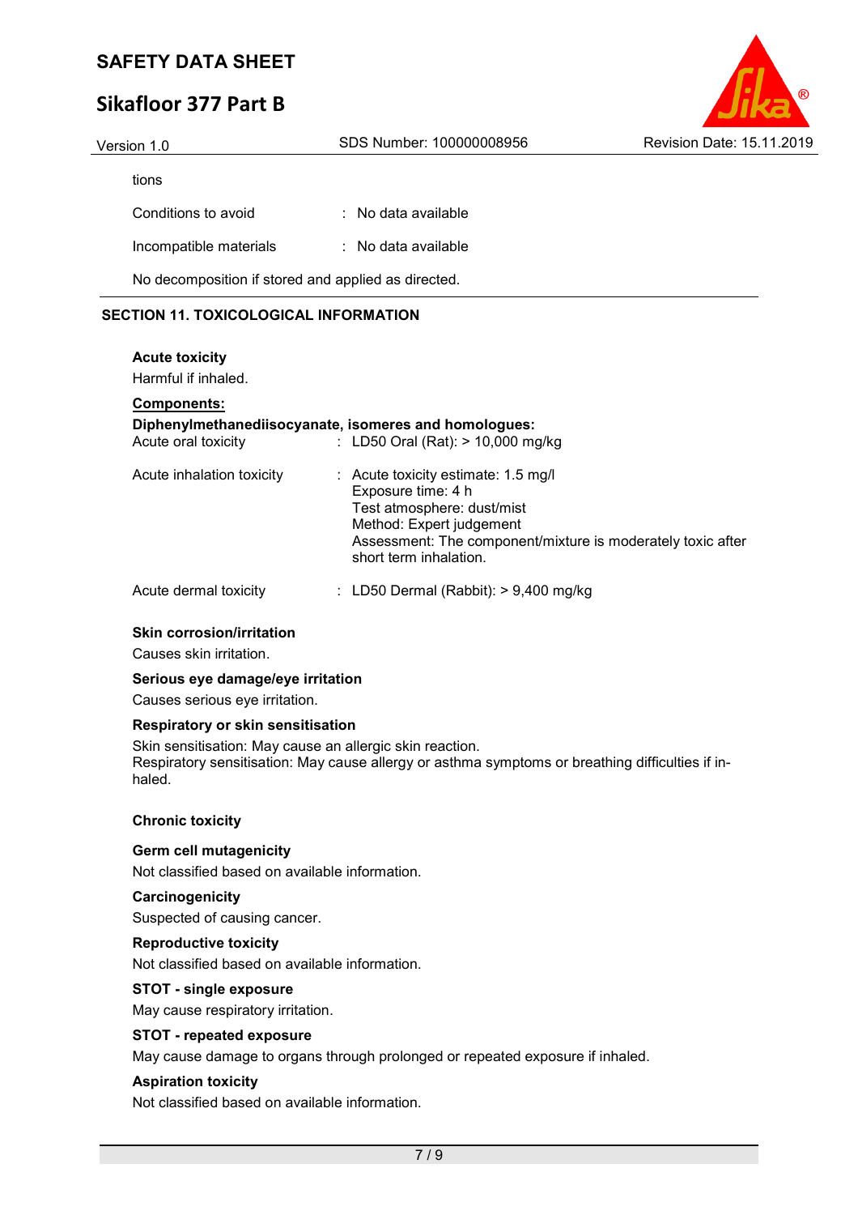tions

Conditions to avoid : No data available

Incompatible materials : No data available

No decomposition if stored and applied as directed.

## SECTION 11. TOXICOLOGICAL INFORMATION

**Acute toxicity**

Harmful if inhaled.

**Components:**

**Diphenylmethanediisocyanate, isomeres and homologues:**

Acute oral toxicity : LD50 Oral (Rat): > 10,000 mg/kg

Acute inhalation toxicity : Acute toxicity estimate: 1.5 mg/l
Exposure time: 4 h
Test atmosphere: dust/mist
Method: Expert judgement
Assessment: The component/mixture is moderately toxic after short term inhalation.

Acute dermal toxicity : LD50 Dermal (Rabbit): > 9,400 mg/kg

**Skin corrosion/irritation**

Causes skin irritation.

**Serious eye damage/eye irritation**

Causes serious eye irritation.

**Respiratory or skin sensitisation**

Skin sensitisation: May cause an allergic skin reaction.
Respiratory sensitisation: May cause allergy or asthma symptoms or breathing difficulties if inhaled.

**Chronic toxicity**

**Germ cell mutagenicity**

Not classified based on available information.

**Carcinogenicity**

Suspected of causing cancer.

**Reproductive toxicity**

Not classified based on available information.

**STOT - single exposure**

May cause respiratory irritation.

**STOT - repeated exposure**

May cause damage to organs through prolonged or repeated exposure if inhaled.

**Aspiration toxicity**

Not classified based on available information.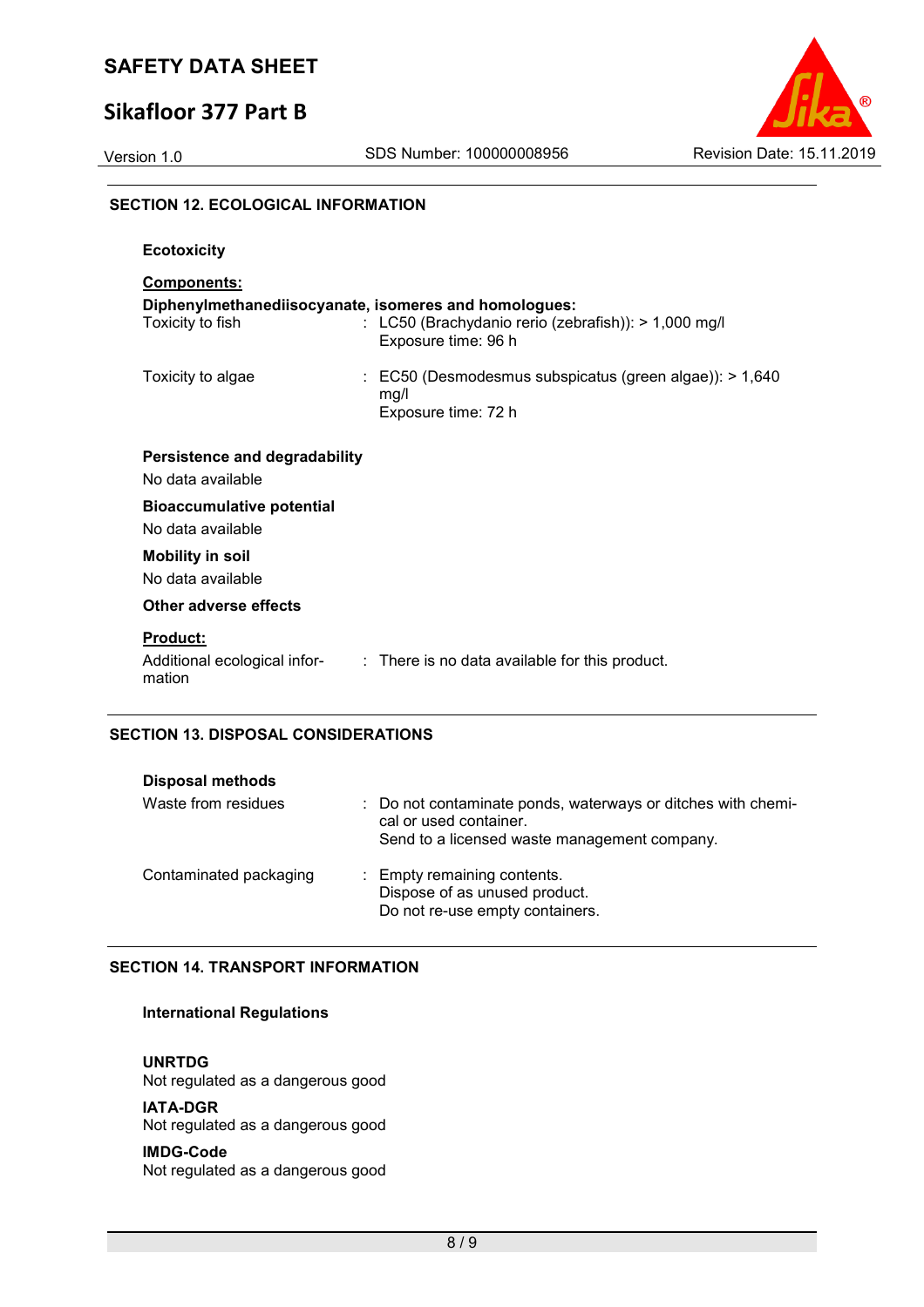## SECTION 12. ECOLOGICAL INFORMATION

### Ecotoxicity

**Components:**

**Diphenylmethanediisocyanate, isomeres and homologues:**

| | |
|---|---|
| Toxicity to fish | : LC50 (Brachydanio rerio (zebrafish)): > 1,000 mg/l<br>Exposure time: 96 h |
| Toxicity to algae | : EC50 (Desmodesmus subspicatus (green algae)): > 1,640 mg/l<br>Exposure time: 72 h |

### Persistence and degradability

No data available

### Bioaccumulative potential

No data available

### Mobility in soil

No data available

### Other adverse effects

**Product:**

| | |
|---|---|
| Additional ecological information | : There is no data available for this product. |

## SECTION 13. DISPOSAL CONSIDERATIONS

### Disposal methods

| | |
|---|---|
| Waste from residues | : Do not contaminate ponds, waterways or ditches with chemical or used container.<br>Send to a licensed waste management company. |
| Contaminated packaging | : Empty remaining contents.<br>Dispose of as unused product.<br>Do not re-use empty containers. |

## SECTION 14. TRANSPORT INFORMATION

### International Regulations

**UNRTDG**
Not regulated as a dangerous good

**IATA-DGR**
Not regulated as a dangerous good

**IMDG-Code**
Not regulated as a dangerous good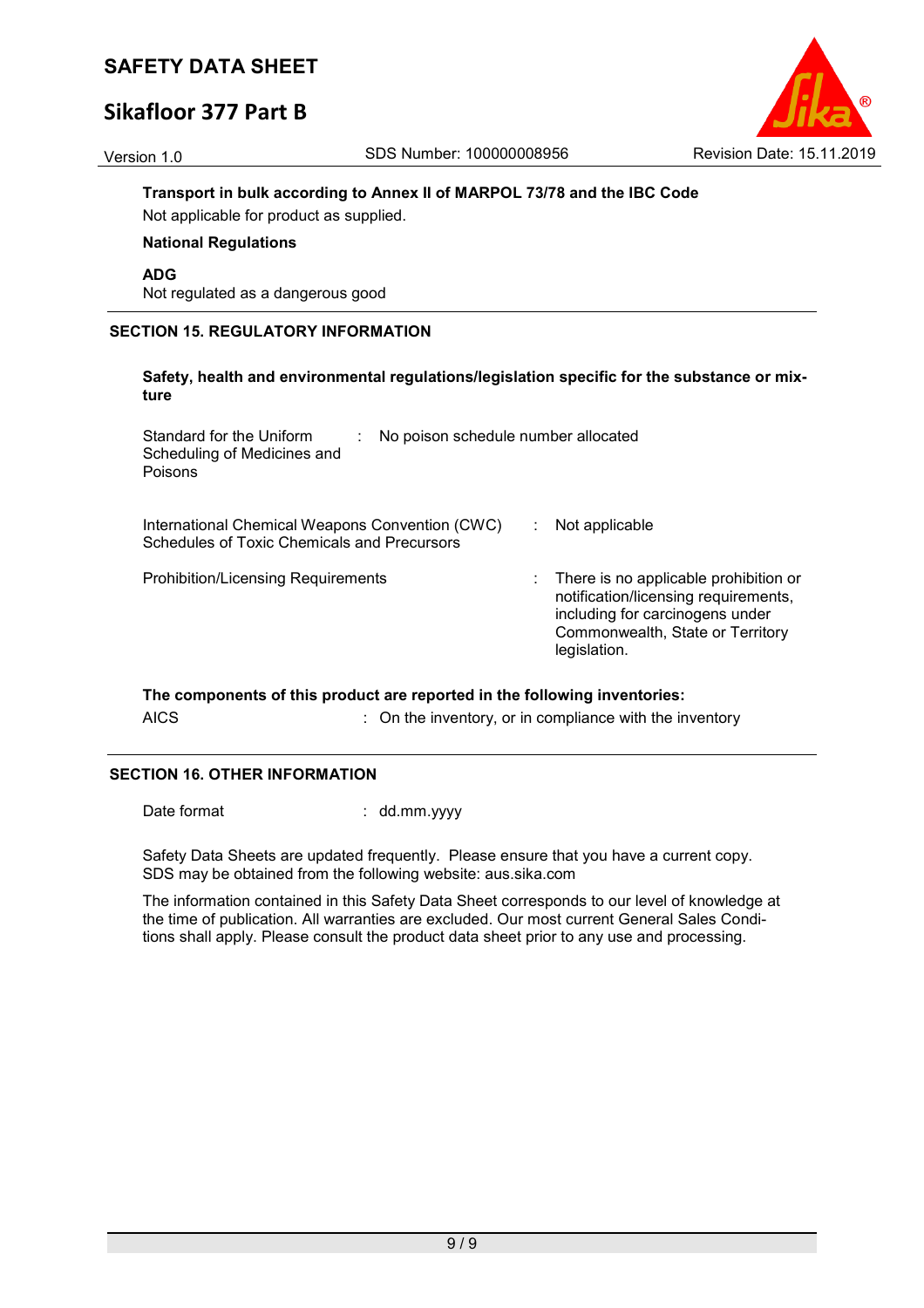**Transport in bulk according to Annex II of MARPOL 73/78 and the IBC Code**

Not applicable for product as supplied.

**National Regulations**

**ADG**

Not regulated as a dangerous good

## SECTION 15. REGULATORY INFORMATION

**Safety, health and environmental regulations/legislation specific for the substance or mixture**

| | |
|---|---|
| Standard for the Uniform Scheduling of Medicines and Poisons | : No poison schedule number allocated |
| International Chemical Weapons Convention (CWC) Schedules of Toxic Chemicals and Precursors | : Not applicable |
| Prohibition/Licensing Requirements | : There is no applicable prohibition or notification/licensing requirements, including for carcinogens under Commonwealth, State or Territory legislation. |

**The components of this product are reported in the following inventories:**

| | |
|---|---|
| AICS | : On the inventory, or in compliance with the inventory |

## SECTION 16. OTHER INFORMATION

| | |
|---|---|
| Date format | : dd.mm.yyyy |

Safety Data Sheets are updated frequently. Please ensure that you have a current copy. SDS may be obtained from the following website: aus.sika.com

The information contained in this Safety Data Sheet corresponds to our level of knowledge at the time of publication. All warranties are excluded. Our most current General Sales Conditions shall apply. Please consult the product data sheet prior to any use and processing.